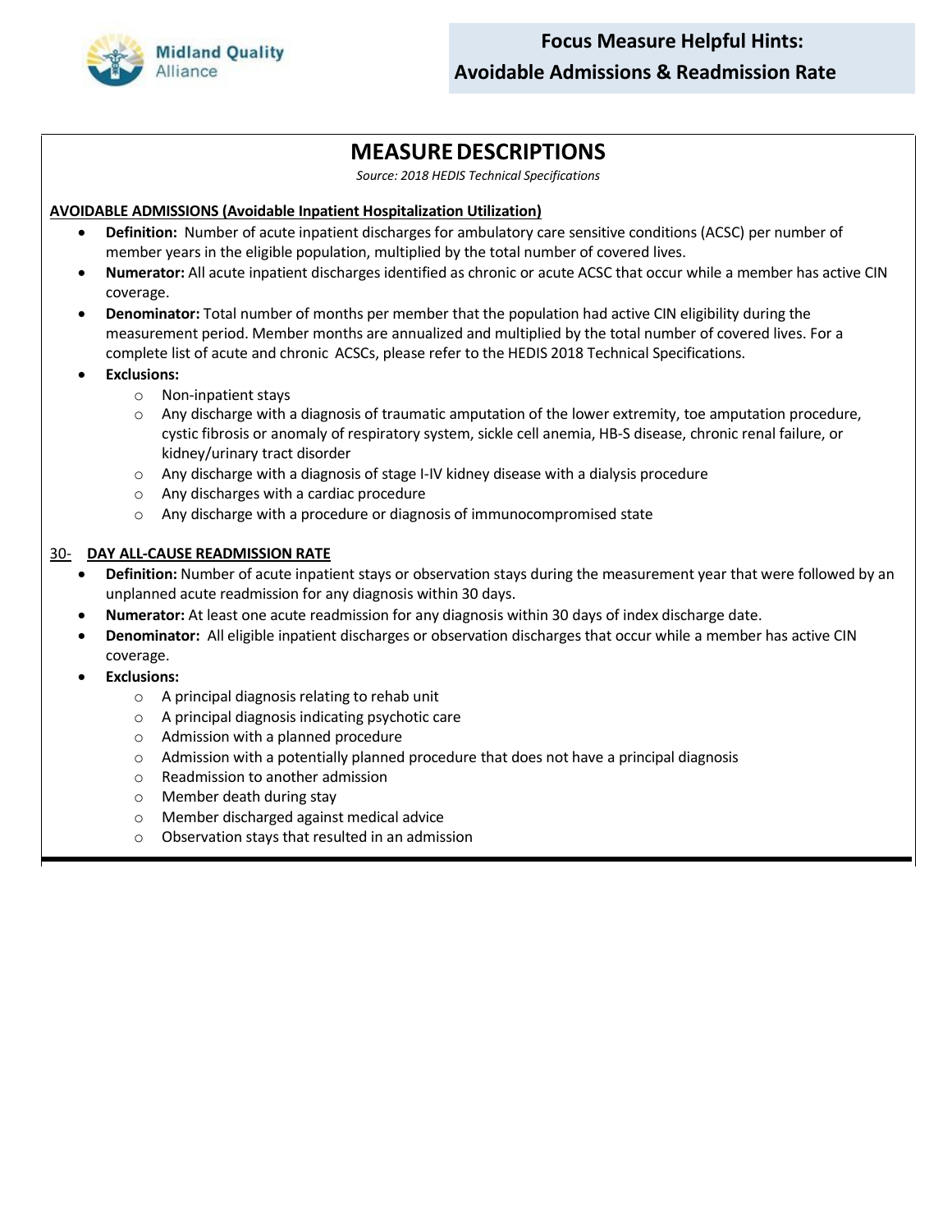Midland Quality Alliance

# Focus Measure Helpful Hints: Avoidable Admissions & Readmission Rate

## MEASURE DESCRIPTIONS

*Source: 2018 HEDIS Technical Specifications*

### AVOIDABLE ADMISSIONS (Avoidable Inpatient Hospitalization Utilization)

- **Definition:** Number of acute inpatient discharges for ambulatory care sensitive conditions (ACSC) per number of member years in the eligible population, multiplied by the total number of covered lives.
- **Numerator:** All acute inpatient discharges identified as chronic or acute ACSC that occur while a member has active CIN coverage.
- **Denominator:** Total number of months per member that the population had active CIN eligibility during the measurement period. Member months are annualized and multiplied by the total number of covered lives. For a complete list of acute and chronic ACSCs, please refer to the HEDIS 2018 Technical Specifications.
- **Exclusions:**
  - Non-inpatient stays
  - Any discharge with a diagnosis of traumatic amputation of the lower extremity, toe amputation procedure, cystic fibrosis or anomaly of respiratory system, sickle cell anemia, HB-S disease, chronic renal failure, or kidney/urinary tract disorder
  - Any discharge with a diagnosis of stage I-IV kidney disease with a dialysis procedure
  - Any discharges with a cardiac procedure
  - Any discharge with a procedure or diagnosis of immunocompromised state

### 30- DAY ALL-CAUSE READMISSION RATE

- **Definition:** Number of acute inpatient stays or observation stays during the measurement year that were followed by an unplanned acute readmission for any diagnosis within 30 days.
- **Numerator:** At least one acute readmission for any diagnosis within 30 days of index discharge date.
- **Denominator:** All eligible inpatient discharges or observation discharges that occur while a member has active CIN coverage.
- **Exclusions:**
  - A principal diagnosis relating to rehab unit
  - A principal diagnosis indicating psychotic care
  - Admission with a planned procedure
  - Admission with a potentially planned procedure that does not have a principal diagnosis
  - Readmission to another admission
  - Member death during stay
  - Member discharged against medical advice
  - Observation stays that resulted in an admission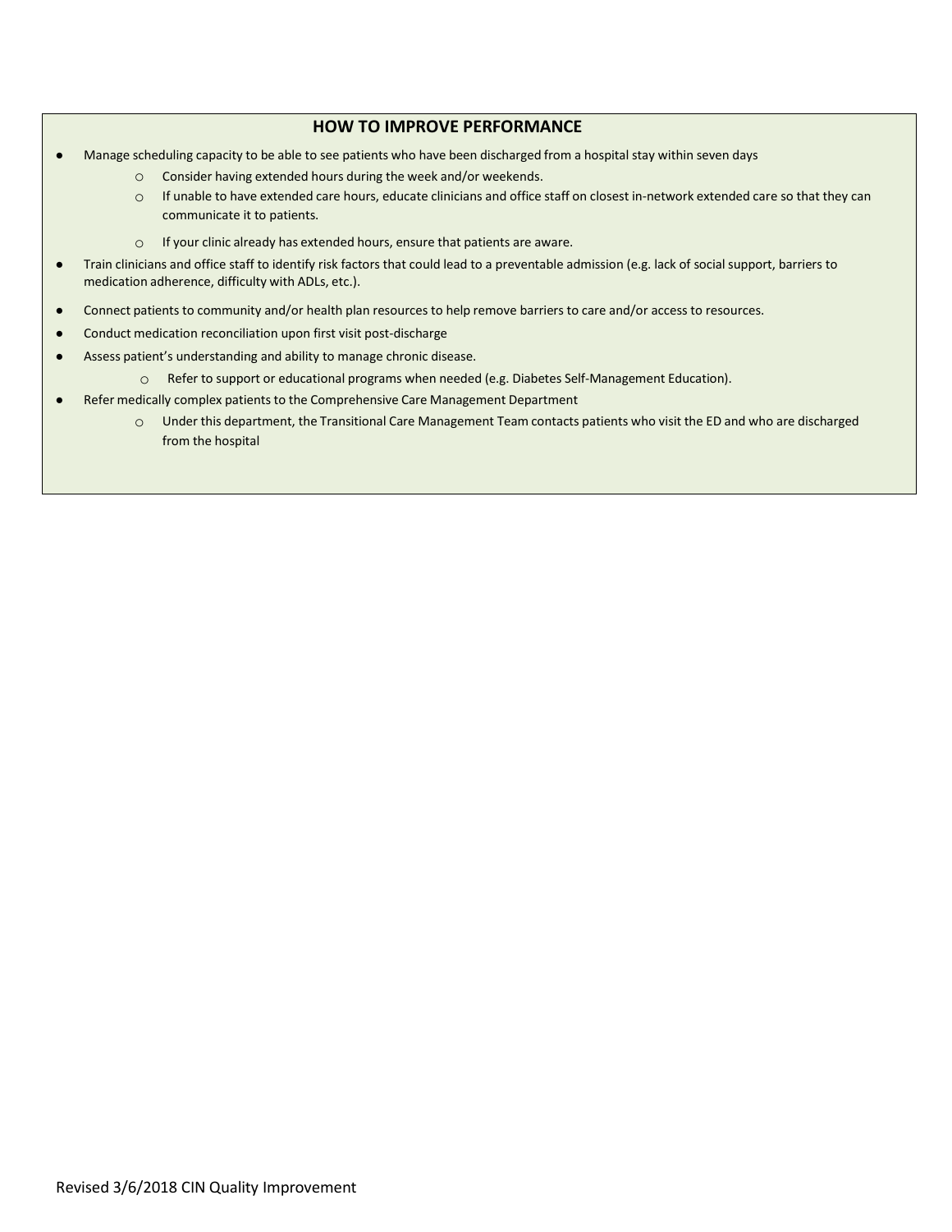## HOW TO IMPROVE PERFORMANCE

- Manage scheduling capacity to be able to see patients who have been discharged from a hospital stay within seven days
  - Consider having extended hours during the week and/or weekends.
  - If unable to have extended care hours, educate clinicians and office staff on closest in-network extended care so that they can communicate it to patients.
  - If your clinic already has extended hours, ensure that patients are aware.
- Train clinicians and office staff to identify risk factors that could lead to a preventable admission (e.g. lack of social support, barriers to medication adherence, difficulty with ADLs, etc.).
- Connect patients to community and/or health plan resources to help remove barriers to care and/or access to resources.
- Conduct medication reconciliation upon first visit post-discharge
- Assess patient's understanding and ability to manage chronic disease.
  - Refer to support or educational programs when needed (e.g. Diabetes Self-Management Education).
- Refer medically complex patients to the Comprehensive Care Management Department
  - Under this department, the Transitional Care Management Team contacts patients who visit the ED and who are discharged from the hospital

Revised 3/6/2018 CIN Quality Improvement